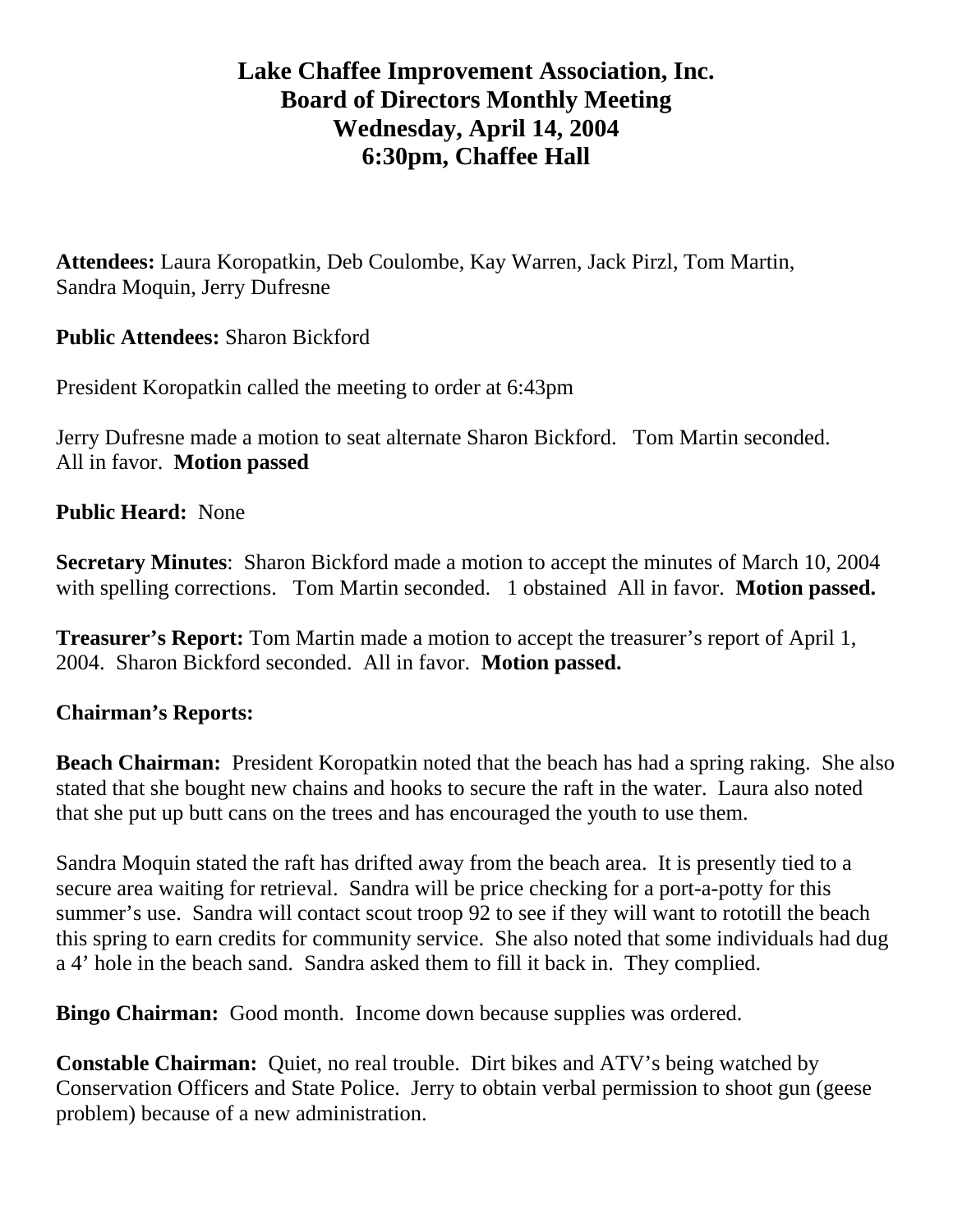# Lake Chaffee Improvement Association, Inc.
## Board of Directors Monthly Meeting
## Wednesday, April 14, 2004
## 6:30pm, Chaffee Hall

**Attendees:** Laura Koropatkin, Deb Coulombe, Kay Warren, Jack Pirzl, Tom Martin, Sandra Moquin, Jerry Dufresne

**Public Attendees:** Sharon Bickford

President Koropatkin called the meeting to order at 6:43pm

Jerry Dufresne made a motion to seat alternate Sharon Bickford. Tom Martin seconded. All in favor. **Motion passed**

**Public Heard:** None

**Secretary Minutes**: Sharon Bickford made a motion to accept the minutes of March 10, 2004 with spelling corrections. Tom Martin seconded. 1 obstained All in favor. **Motion passed.**

**Treasurer's Report:** Tom Martin made a motion to accept the treasurer's report of April 1, 2004. Sharon Bickford seconded. All in favor. **Motion passed.**

**Chairman's Reports:**

**Beach Chairman:** President Koropatkin noted that the beach has had a spring raking. She also stated that she bought new chains and hooks to secure the raft in the water. Laura also noted that she put up butt cans on the trees and has encouraged the youth to use them.

Sandra Moquin stated the raft has drifted away from the beach area. It is presently tied to a secure area waiting for retrieval. Sandra will be price checking for a port-a-potty for this summer's use. Sandra will contact scout troop 92 to see if they will want to rototill the beach this spring to earn credits for community service. She also noted that some individuals had dug a 4' hole in the beach sand. Sandra asked them to fill it back in. They complied.

**Bingo Chairman:** Good month. Income down because supplies was ordered.

**Constable Chairman:** Quiet, no real trouble. Dirt bikes and ATV's being watched by Conservation Officers and State Police. Jerry to obtain verbal permission to shoot gun (geese problem) because of a new administration.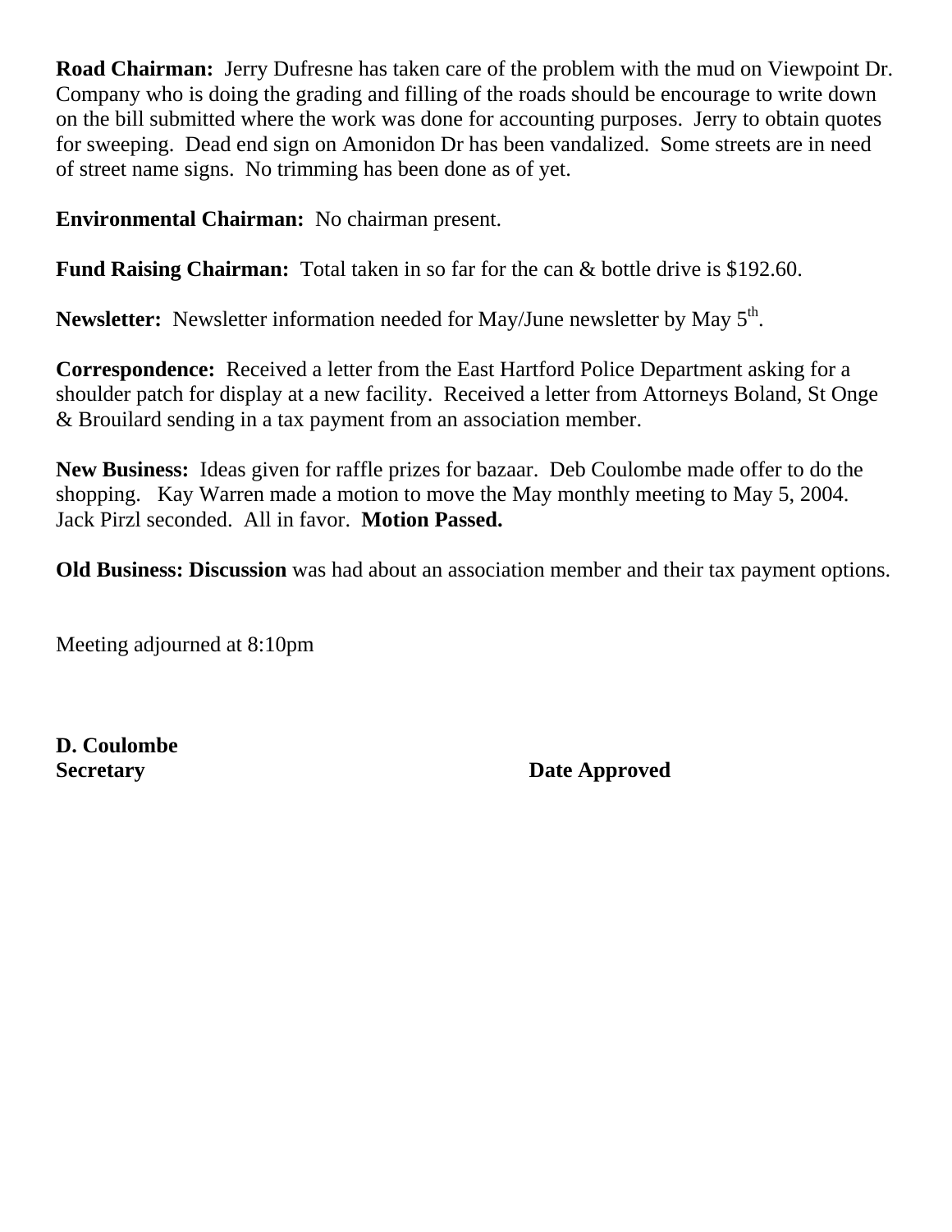**Road Chairman:** Jerry Dufresne has taken care of the problem with the mud on Viewpoint Dr. Company who is doing the grading and filling of the roads should be encourage to write down on the bill submitted where the work was done for accounting purposes. Jerry to obtain quotes for sweeping. Dead end sign on Amonidon Dr has been vandalized. Some streets are in need of street name signs. No trimming has been done as of yet.

**Environmental Chairman:** No chairman present.

**Fund Raising Chairman:** Total taken in so far for the can & bottle drive is $192.60.

**Newsletter:** Newsletter information needed for May/June newsletter by May 5th.

**Correspondence:** Received a letter from the East Hartford Police Department asking for a shoulder patch for display at a new facility. Received a letter from Attorneys Boland, St Onge & Brouilard sending in a tax payment from an association member.

**New Business:** Ideas given for raffle prizes for bazaar. Deb Coulombe made offer to do the shopping. Kay Warren made a motion to move the May monthly meeting to May 5, 2004. Jack Pirzl seconded. All in favor. **Motion Passed.**

**Old Business: Discussion** was had about an association member and their tax payment options.

Meeting adjourned at 8:10pm

**D. Coulombe**
**Secretary** **Date Approved**